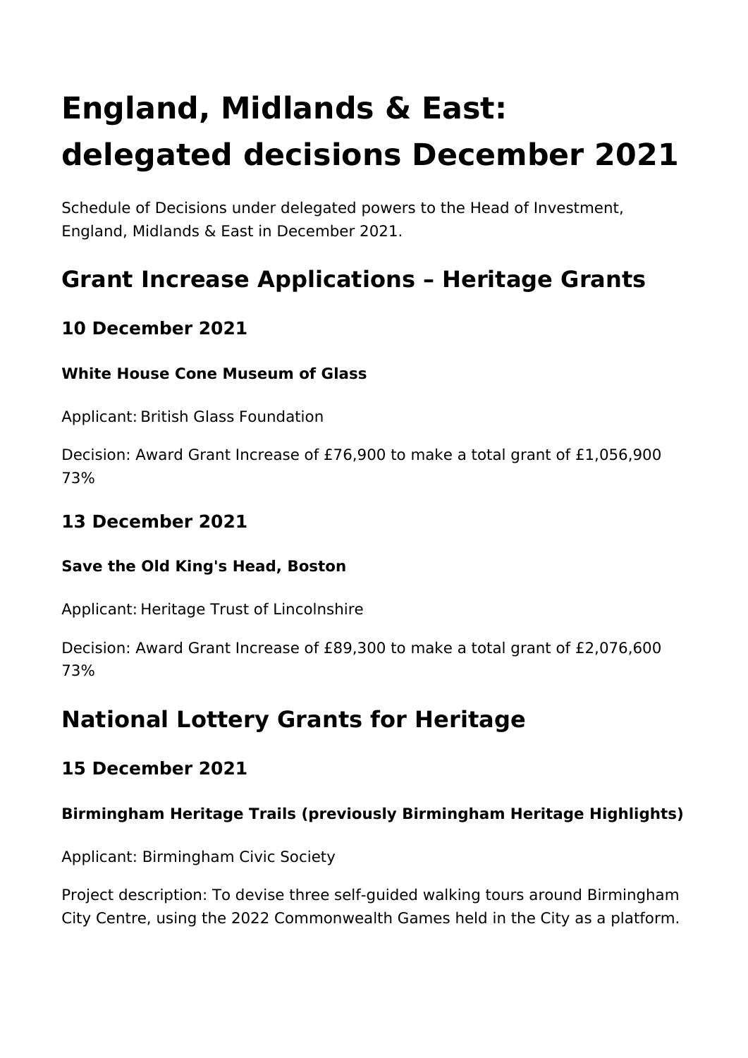# England, Midlands & East: delegated decisions December 2021

Schedule of Decisions under delegated powers to the Head of Investment, England, Midlands & East in December 2021.

## Grant Increase Applications – Heritage Grants

### 10 December 2021

#### White House Cone Museum of Glass

Applicant: British Glass Foundation

Decision: Award Grant Increase of £76,900 to make a total grant of £1,056,900 73%

### 13 December 2021

#### Save the Old King's Head, Boston

Applicant: Heritage Trust of Lincolnshire

Decision: Award Grant Increase of £89,300 to make a total grant of £2,076,600 73%

## National Lottery Grants for Heritage

### 15 December 2021

#### Birmingham Heritage Trails (previously Birmingham Heritage Highlights)

Applicant: Birmingham Civic Society

Project description: To devise three self-guided walking tours around Birmingham City Centre, using the 2022 Commonwealth Games held in the City as a platform.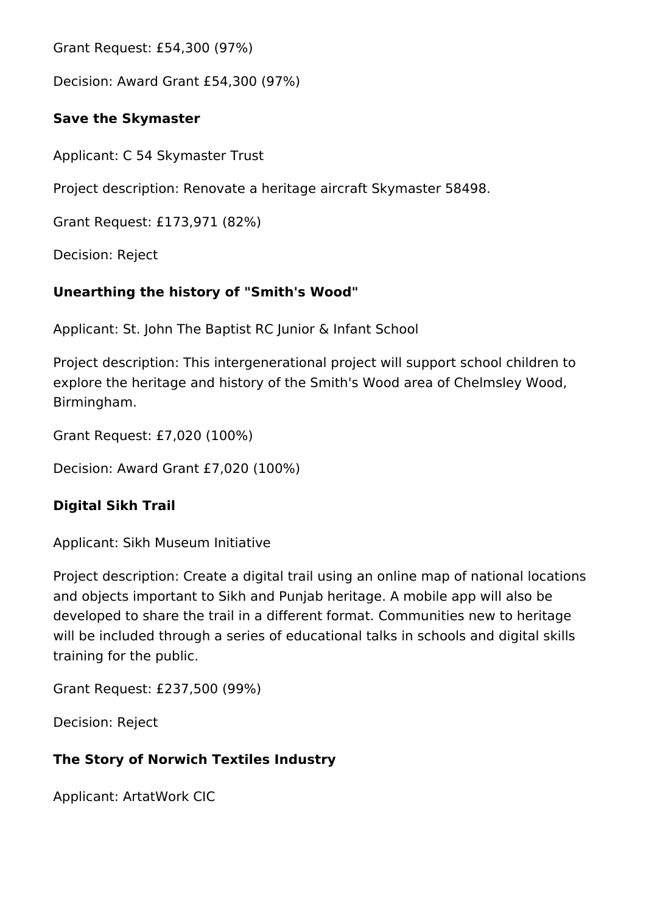Grant Request: £54,300 (97%)

Decision: Award Grant £54,300 (97%)

### Save the Skymaster

Applicant: C 54 Skymaster Trust

Project description: Renovate a heritage aircraft Skymaster 58498.

Grant Request: £173,971 (82%)

Decision: Reject

### Unearthing the history of "Smith's Wood"

Applicant: St. John The Baptist RC Junior & Infant School

Project description: This intergenerational project will support school children to explore the heritage and history of the Smith's Wood area of Chelmsley Wood, Birmingham.

Grant Request: £7,020 (100%)

Decision: Award Grant £7,020 (100%)

### Digital Sikh Trail

Applicant: Sikh Museum Initiative

Project description: Create a digital trail using an online map of national locations and objects important to Sikh and Punjab heritage. A mobile app will also be developed to share the trail in a different format. Communities new to heritage will be included through a series of educational talks in schools and digital skills training for the public.

Grant Request: £237,500 (99%)

Decision: Reject

### The Story of Norwich Textiles Industry

Applicant: ArtatWork CIC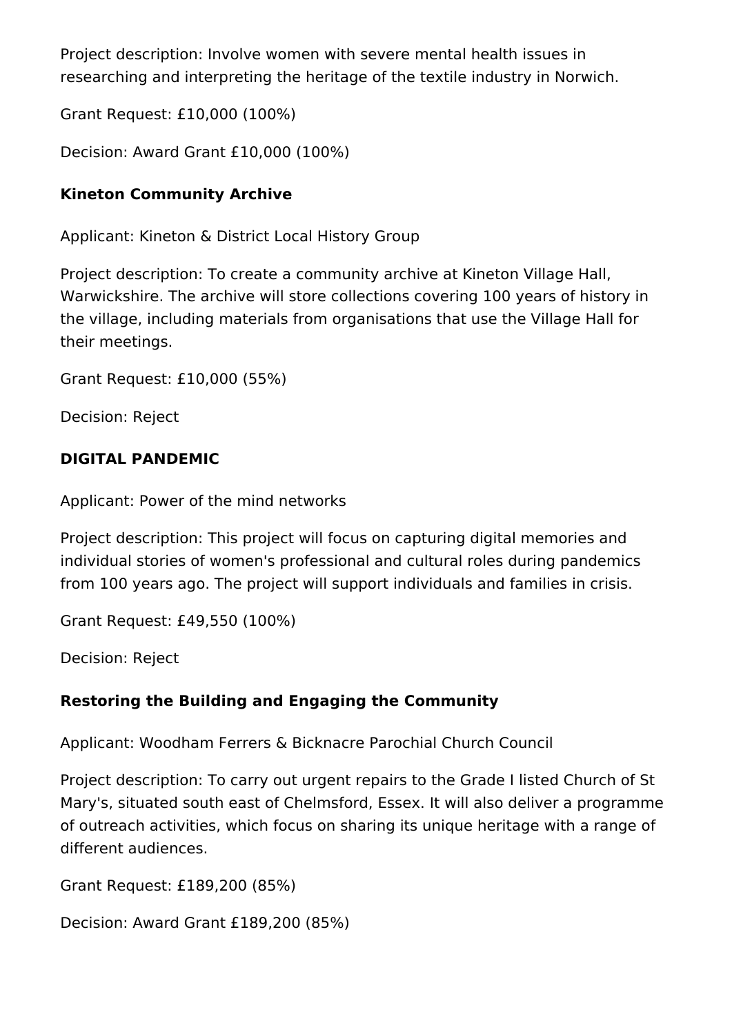Project description: Involve women with severe mental health issues in researching and interpreting the heritage of the textile industry in Norwich.

Grant Request: £10,000 (100%)

Decision: Award Grant £10,000 (100%)

**Kineton Community Archive**

Applicant: Kineton & District Local History Group

Project description: To create a community archive at Kineton Village Hall, Warwickshire. The archive will store collections covering 100 years of history in the village, including materials from organisations that use the Village Hall for their meetings.

Grant Request: £10,000 (55%)

Decision: Reject

**DIGITAL PANDEMIC**

Applicant: Power of the mind networks

Project description: This project will focus on capturing digital memories and individual stories of women's professional and cultural roles during pandemics from 100 years ago. The project will support individuals and families in crisis.

Grant Request: £49,550 (100%)

Decision: Reject

**Restoring the Building and Engaging the Community**

Applicant: Woodham Ferrers & Bicknacre Parochial Church Council

Project description: To carry out urgent repairs to the Grade I listed Church of St Mary's, situated south east of Chelmsford, Essex. It will also deliver a programme of outreach activities, which focus on sharing its unique heritage with a range of different audiences.

Grant Request: £189,200 (85%)

Decision: Award Grant £189,200 (85%)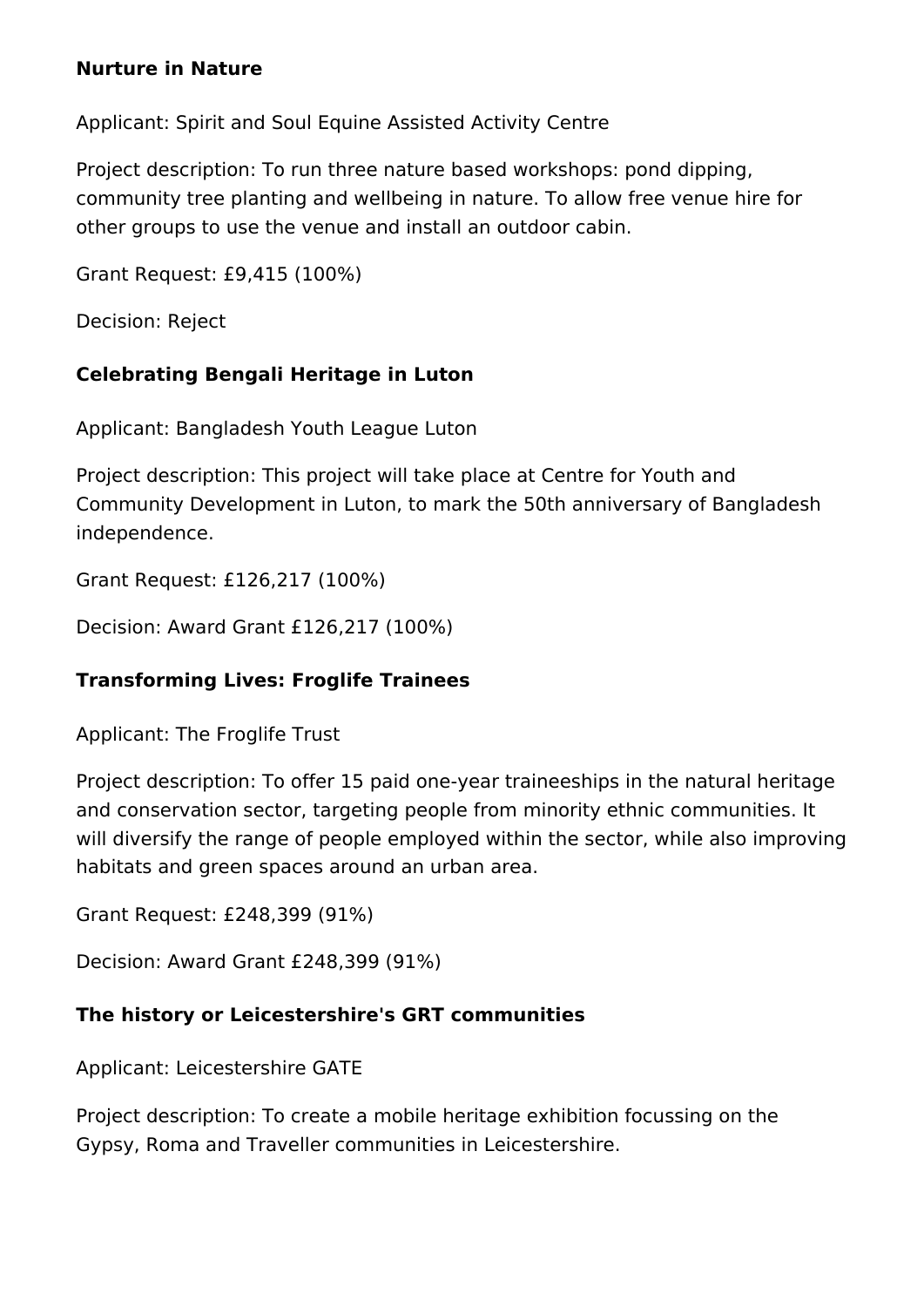**Nurture in Nature**

Applicant: Spirit and Soul Equine Assisted Activity Centre

Project description: To run three nature based workshops: pond dipping, community tree planting and wellbeing in nature. To allow free venue hire for other groups to use the venue and install an outdoor cabin.

Grant Request: £9,415 (100%)

Decision: Reject

**Celebrating Bengali Heritage in Luton**

Applicant: Bangladesh Youth League Luton

Project description: This project will take place at Centre for Youth and Community Development in Luton, to mark the 50th anniversary of Bangladesh independence.

Grant Request: £126,217 (100%)

Decision: Award Grant £126,217 (100%)

**Transforming Lives: Froglife Trainees**

Applicant: The Froglife Trust

Project description: To offer 15 paid one-year traineeships in the natural heritage and conservation sector, targeting people from minority ethnic communities. It will diversify the range of people employed within the sector, while also improving habitats and green spaces around an urban area.

Grant Request: £248,399 (91%)

Decision: Award Grant £248,399 (91%)

**The history or Leicestershire's GRT communities**

Applicant: Leicestershire GATE

Project description: To create a mobile heritage exhibition focussing on the Gypsy, Roma and Traveller communities in Leicestershire.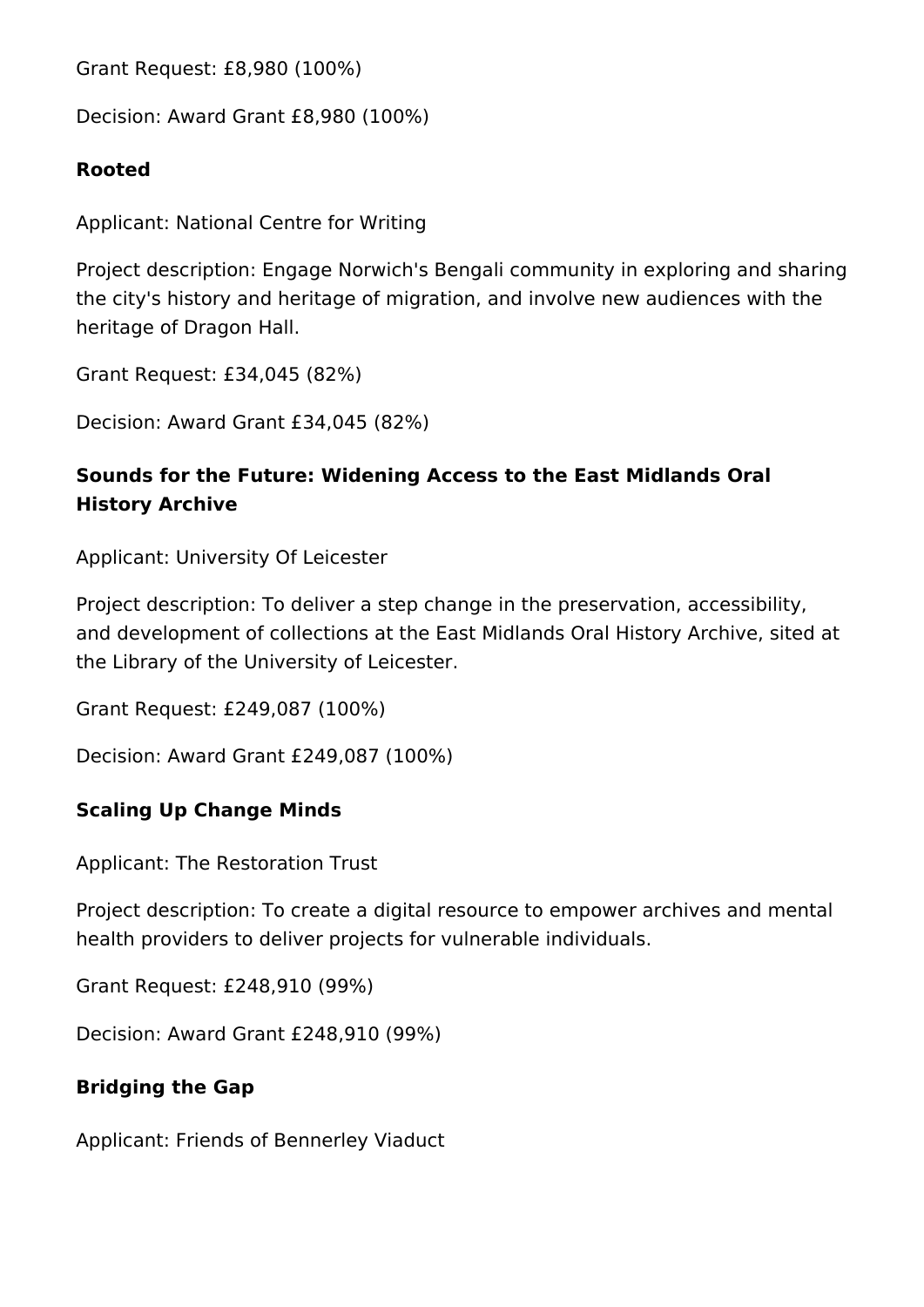Grant Request: £8,980 (100%)

Decision: Award Grant £8,980 (100%)

### Rooted

Applicant: National Centre for Writing

Project description: Engage Norwich's Bengali community in exploring and sharing the city's history and heritage of migration, and involve new audiences with the heritage of Dragon Hall.

Grant Request: £34,045 (82%)

Decision: Award Grant £34,045 (82%)

### Sounds for the Future: Widening Access to the East Midlands Oral History Archive

Applicant: University Of Leicester

Project description: To deliver a step change in the preservation, accessibility, and development of collections at the East Midlands Oral History Archive, sited at the Library of the University of Leicester.

Grant Request: £249,087 (100%)

Decision: Award Grant £249,087 (100%)

### Scaling Up Change Minds

Applicant: The Restoration Trust

Project description: To create a digital resource to empower archives and mental health providers to deliver projects for vulnerable individuals.

Grant Request: £248,910 (99%)

Decision: Award Grant £248,910 (99%)

### Bridging the Gap

Applicant: Friends of Bennerley Viaduct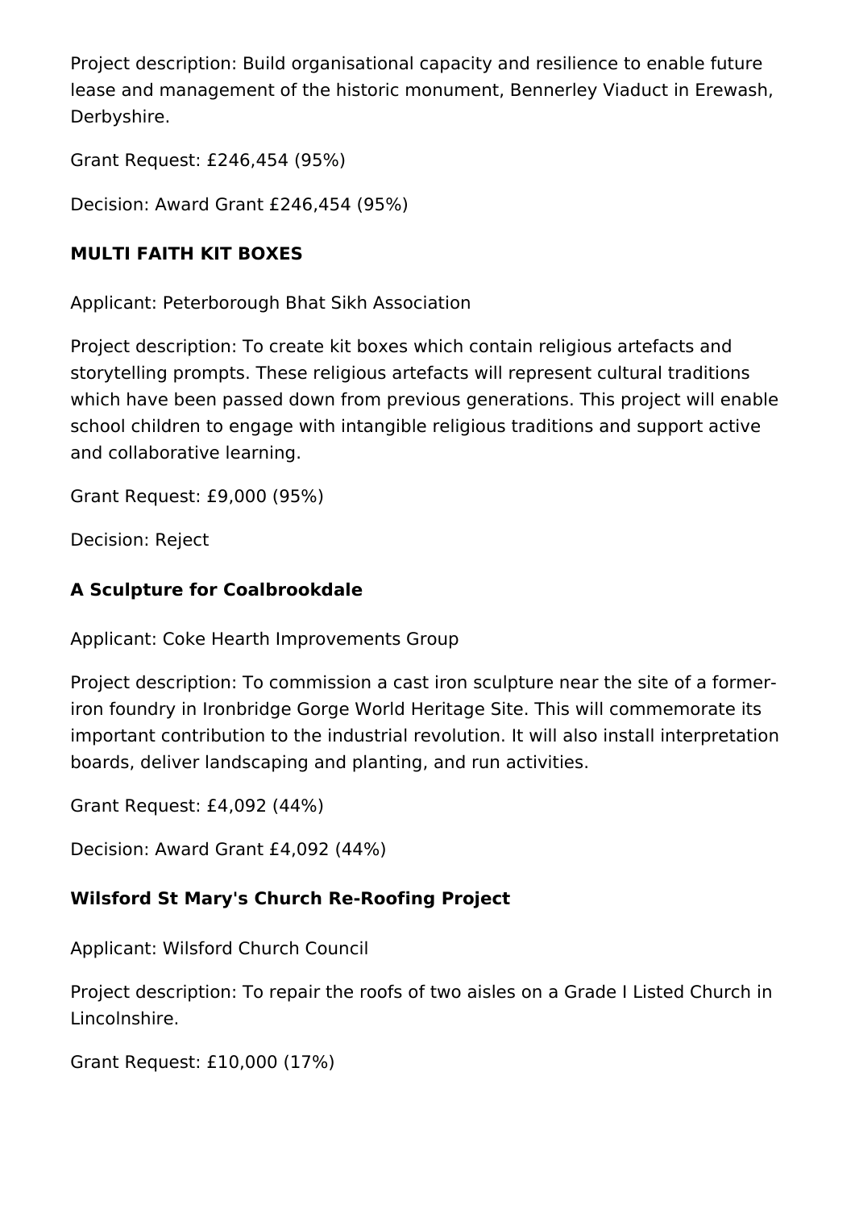Project description: Build organisational capacity and resilience to enable future lease and management of the historic monument, Bennerley Viaduct in Erewash, Derbyshire.

Grant Request: £246,454 (95%)

Decision: Award Grant £246,454 (95%)

**MULTI FAITH KIT BOXES**

Applicant: Peterborough Bhat Sikh Association

Project description: To create kit boxes which contain religious artefacts and storytelling prompts. These religious artefacts will represent cultural traditions which have been passed down from previous generations. This project will enable school children to engage with intangible religious traditions and support active and collaborative learning.

Grant Request: £9,000 (95%)

Decision: Reject

**A Sculpture for Coalbrookdale**

Applicant: Coke Hearth Improvements Group

Project description: To commission a cast iron sculpture near the site of a former-iron foundry in Ironbridge Gorge World Heritage Site. This will commemorate its important contribution to the industrial revolution. It will also install interpretation boards, deliver landscaping and planting, and run activities.

Grant Request: £4,092 (44%)

Decision: Award Grant £4,092 (44%)

**Wilsford St Mary's Church Re-Roofing Project**

Applicant: Wilsford Church Council

Project description: To repair the roofs of two aisles on a Grade I Listed Church in Lincolnshire.

Grant Request: £10,000 (17%)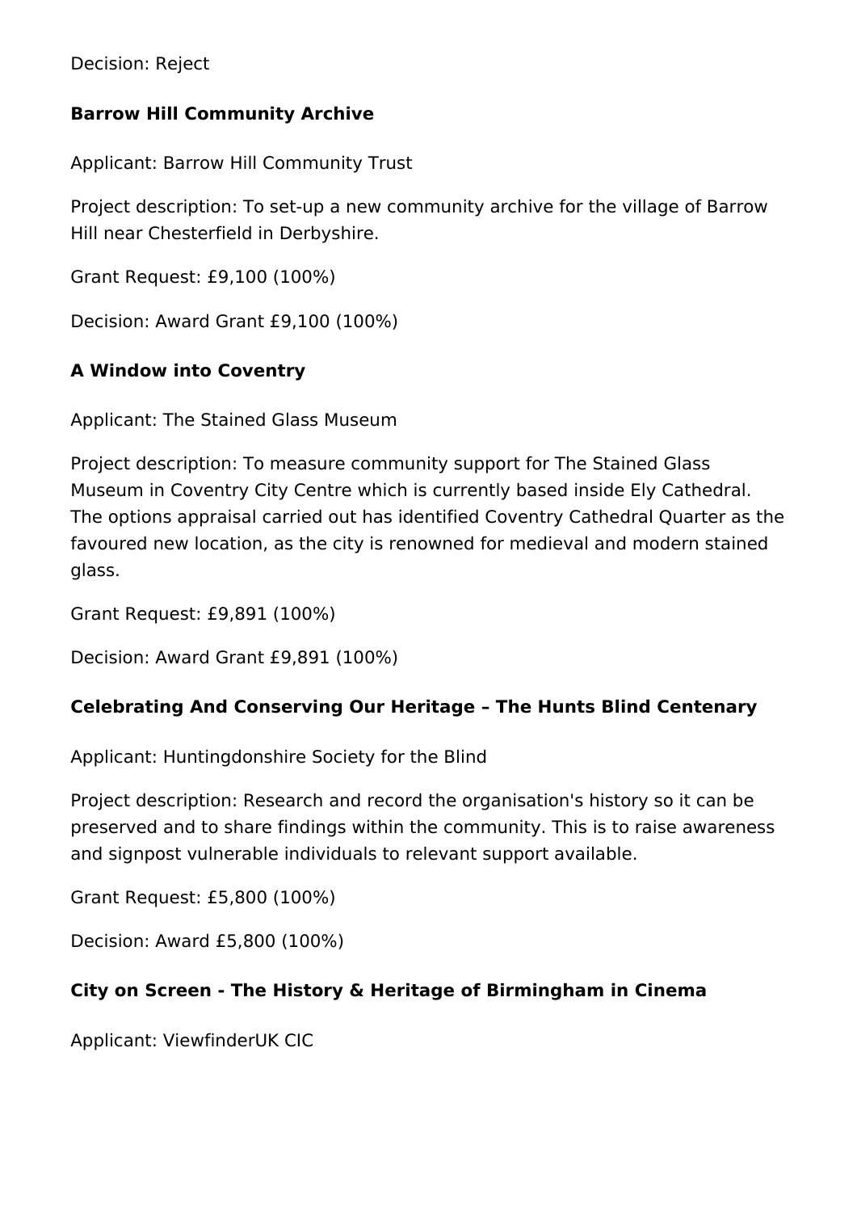Decision: Reject

### Barrow Hill Community Archive

Applicant: Barrow Hill Community Trust

Project description: To set-up a new community archive for the village of Barrow Hill near Chesterfield in Derbyshire.

Grant Request: £9,100 (100%)

Decision: Award Grant £9,100 (100%)

### A Window into Coventry

Applicant: The Stained Glass Museum

Project description: To measure community support for The Stained Glass Museum in Coventry City Centre which is currently based inside Ely Cathedral. The options appraisal carried out has identified Coventry Cathedral Quarter as the favoured new location, as the city is renowned for medieval and modern stained glass.

Grant Request: £9,891 (100%)

Decision: Award Grant £9,891 (100%)

### Celebrating And Conserving Our Heritage – The Hunts Blind Centenary

Applicant: Huntingdonshire Society for the Blind

Project description: Research and record the organisation's history so it can be preserved and to share findings within the community. This is to raise awareness and signpost vulnerable individuals to relevant support available.

Grant Request: £5,800 (100%)

Decision: Award £5,800 (100%)

### City on Screen - The History & Heritage of Birmingham in Cinema

Applicant: ViewfinderUK CIC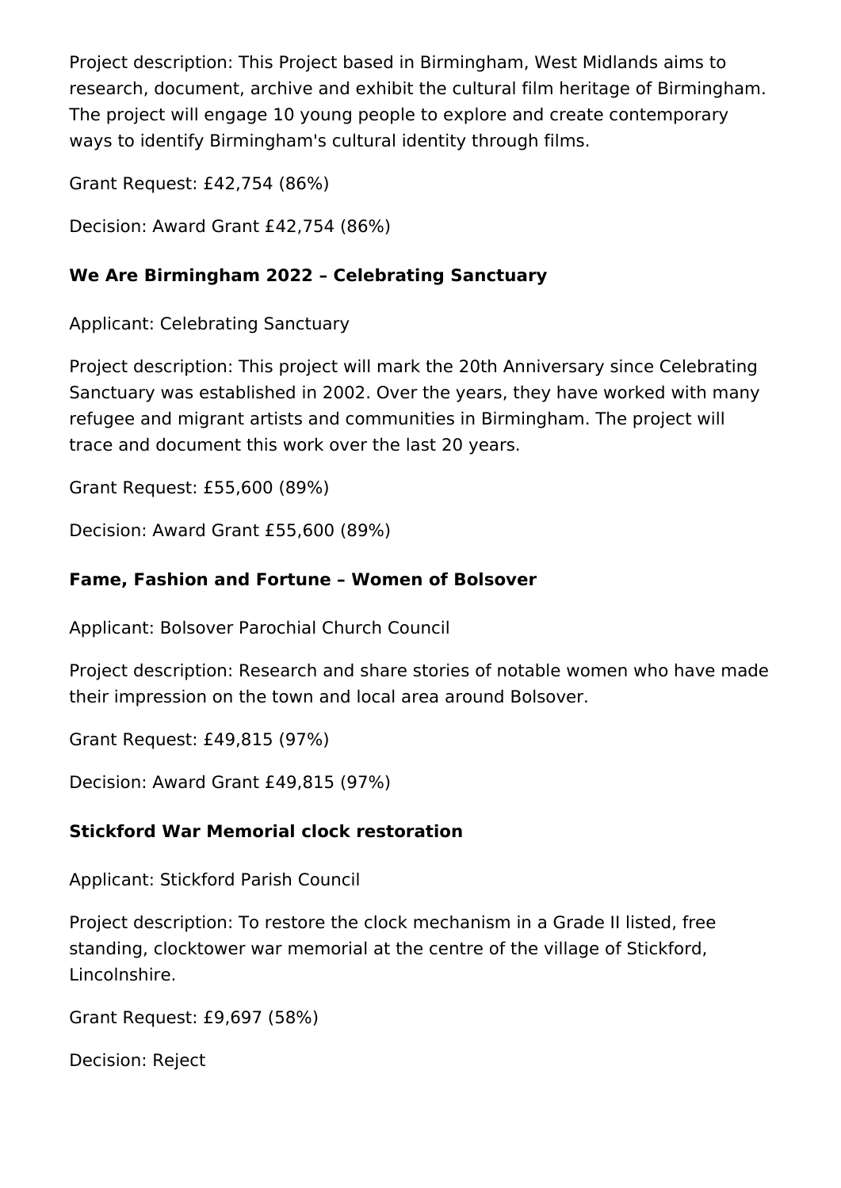Project description: This Project based in Birmingham, West Midlands aims to research, document, archive and exhibit the cultural film heritage of Birmingham. The project will engage 10 young people to explore and create contemporary ways to identify Birmingham's cultural identity through films.

Grant Request: £42,754 (86%)

Decision: Award Grant £42,754 (86%)

**We Are Birmingham 2022 – Celebrating Sanctuary**

Applicant: Celebrating Sanctuary

Project description: This project will mark the 20th Anniversary since Celebrating Sanctuary was established in 2002. Over the years, they have worked with many refugee and migrant artists and communities in Birmingham. The project will trace and document this work over the last 20 years.

Grant Request: £55,600 (89%)

Decision: Award Grant £55,600 (89%)

**Fame, Fashion and Fortune – Women of Bolsover**

Applicant: Bolsover Parochial Church Council

Project description: Research and share stories of notable women who have made their impression on the town and local area around Bolsover.

Grant Request: £49,815 (97%)

Decision: Award Grant £49,815 (97%)

**Stickford War Memorial clock restoration**

Applicant: Stickford Parish Council

Project description: To restore the clock mechanism in a Grade II listed, free standing, clocktower war memorial at the centre of the village of Stickford, Lincolnshire.

Grant Request: £9,697 (58%)

Decision: Reject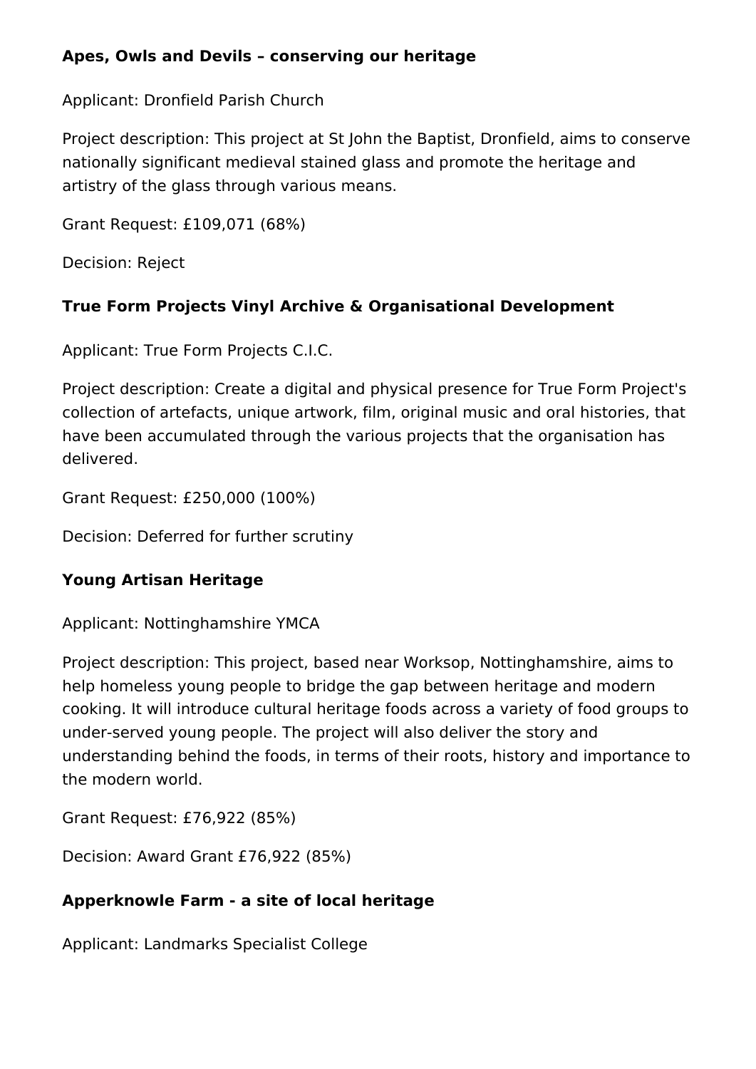**Apes, Owls and Devils – conserving our heritage**

Applicant: Dronfield Parish Church

Project description: This project at St John the Baptist, Dronfield, aims to conserve nationally significant medieval stained glass and promote the heritage and artistry of the glass through various means.

Grant Request: £109,071 (68%)

Decision: Reject

**True Form Projects Vinyl Archive & Organisational Development**

Applicant: True Form Projects C.I.C.

Project description: Create a digital and physical presence for True Form Project's collection of artefacts, unique artwork, film, original music and oral histories, that have been accumulated through the various projects that the organisation has delivered.

Grant Request: £250,000 (100%)

Decision: Deferred for further scrutiny

**Young Artisan Heritage**

Applicant: Nottinghamshire YMCA

Project description: This project, based near Worksop, Nottinghamshire, aims to help homeless young people to bridge the gap between heritage and modern cooking. It will introduce cultural heritage foods across a variety of food groups to under-served young people. The project will also deliver the story and understanding behind the foods, in terms of their roots, history and importance to the modern world.

Grant Request: £76,922 (85%)

Decision: Award Grant £76,922 (85%)

**Apperknowle Farm - a site of local heritage**

Applicant: Landmarks Specialist College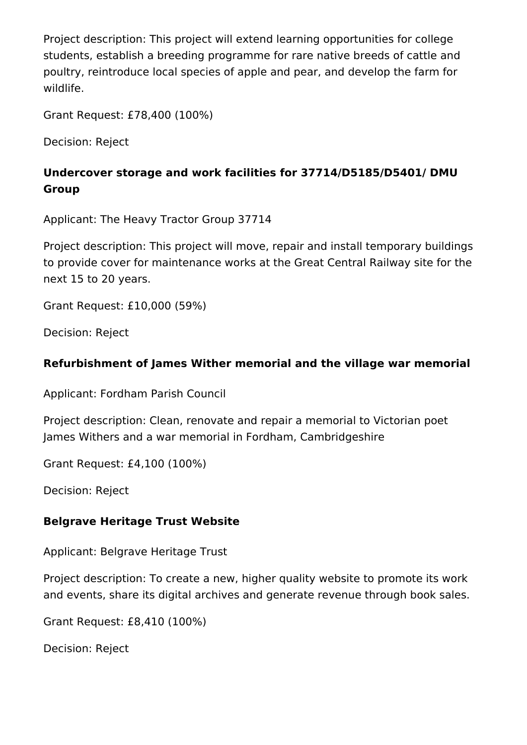Project description: This project will extend learning opportunities for college students, establish a breeding programme for rare native breeds of cattle and poultry, reintroduce local species of apple and pear, and develop the farm for wildlife.

Grant Request: £78,400 (100%)

Decision: Reject

### Undercover storage and work facilities for 37714/D5185/D5401/ DMU Group

Applicant: The Heavy Tractor Group 37714

Project description: This project will move, repair and install temporary buildings to provide cover for maintenance works at the Great Central Railway site for the next 15 to 20 years.

Grant Request: £10,000 (59%)

Decision: Reject

### Refurbishment of James Wither memorial and the village war memorial

Applicant: Fordham Parish Council

Project description: Clean, renovate and repair a memorial to Victorian poet James Withers and a war memorial in Fordham, Cambridgeshire

Grant Request: £4,100 (100%)

Decision: Reject

### Belgrave Heritage Trust Website

Applicant: Belgrave Heritage Trust

Project description: To create a new, higher quality website to promote its work and events, share its digital archives and generate revenue through book sales.

Grant Request: £8,410 (100%)

Decision: Reject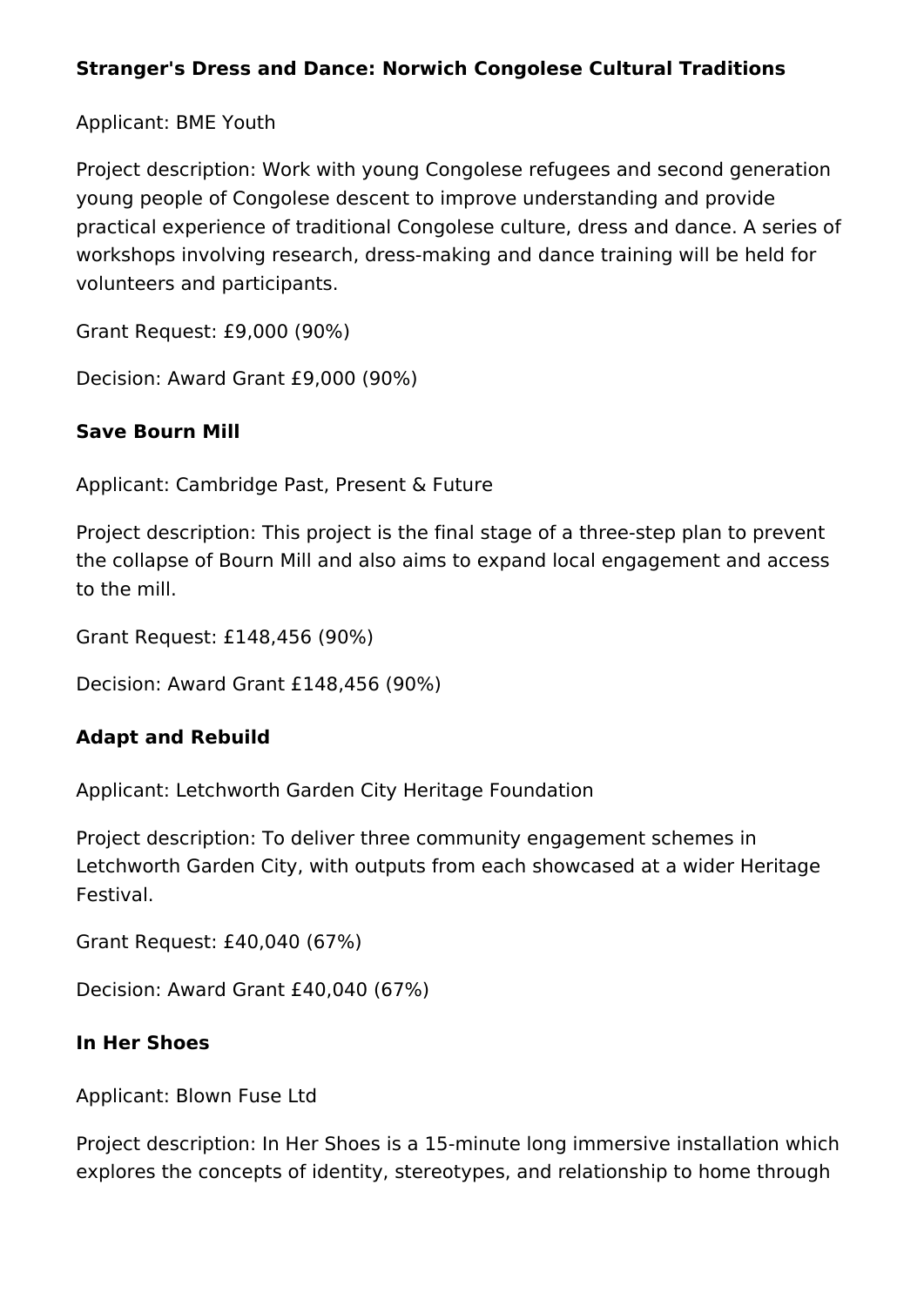**Stranger's Dress and Dance: Norwich Congolese Cultural Traditions**

Applicant: BME Youth

Project description: Work with young Congolese refugees and second generation young people of Congolese descent to improve understanding and provide practical experience of traditional Congolese culture, dress and dance. A series of workshops involving research, dress-making and dance training will be held for volunteers and participants.

Grant Request: £9,000 (90%)

Decision: Award Grant £9,000 (90%)

**Save Bourn Mill**

Applicant: Cambridge Past, Present & Future

Project description: This project is the final stage of a three-step plan to prevent the collapse of Bourn Mill and also aims to expand local engagement and access to the mill.

Grant Request: £148,456 (90%)

Decision: Award Grant £148,456 (90%)

**Adapt and Rebuild**

Applicant: Letchworth Garden City Heritage Foundation

Project description: To deliver three community engagement schemes in Letchworth Garden City, with outputs from each showcased at a wider Heritage Festival.

Grant Request: £40,040 (67%)

Decision: Award Grant £40,040 (67%)

**In Her Shoes**

Applicant: Blown Fuse Ltd

Project description: In Her Shoes is a 15-minute long immersive installation which explores the concepts of identity, stereotypes, and relationship to home through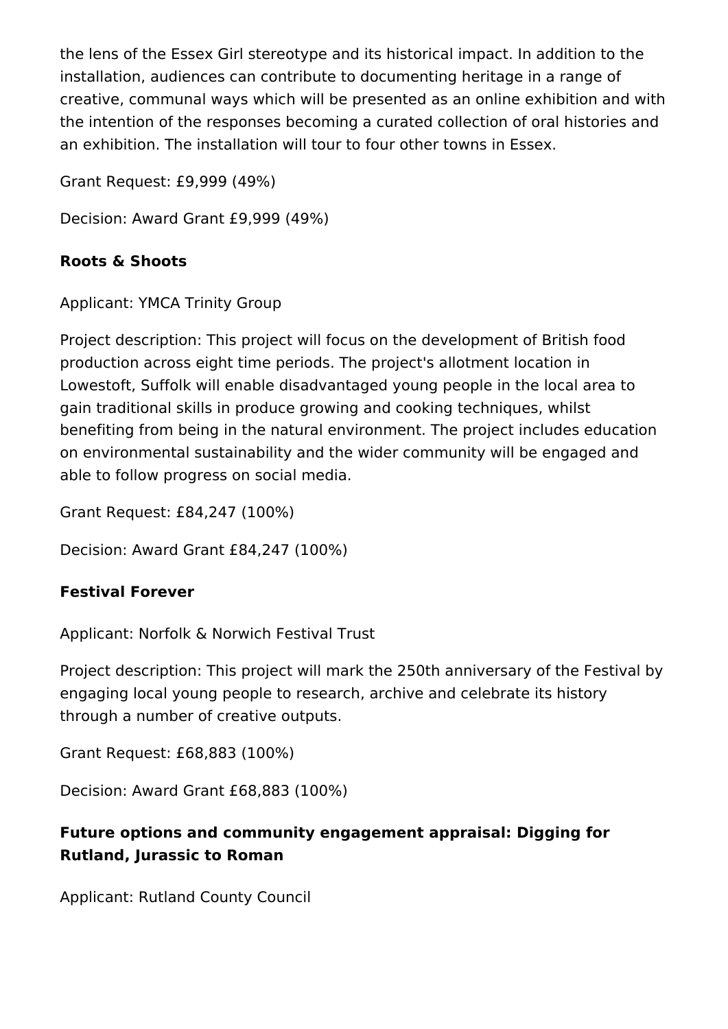the lens of the Essex Girl stereotype and its historical impact. In addition to the installation, audiences can contribute to documenting heritage in a range of creative, communal ways which will be presented as an online exhibition and with the intention of the responses becoming a curated collection of oral histories and an exhibition. The installation will tour to four other towns in Essex.

Grant Request: £9,999 (49%)

Decision: Award Grant £9,999 (49%)

### Roots & Shoots

Applicant: YMCA Trinity Group

Project description: This project will focus on the development of British food production across eight time periods. The project's allotment location in Lowestoft, Suffolk will enable disadvantaged young people in the local area to gain traditional skills in produce growing and cooking techniques, whilst benefiting from being in the natural environment. The project includes education on environmental sustainability and the wider community will be engaged and able to follow progress on social media.

Grant Request: £84,247 (100%)

Decision: Award Grant £84,247 (100%)

### Festival Forever

Applicant: Norfolk & Norwich Festival Trust

Project description: This project will mark the 250th anniversary of the Festival by engaging local young people to research, archive and celebrate its history through a number of creative outputs.

Grant Request: £68,883 (100%)

Decision: Award Grant £68,883 (100%)

### Future options and community engagement appraisal: Digging for Rutland, Jurassic to Roman

Applicant: Rutland County Council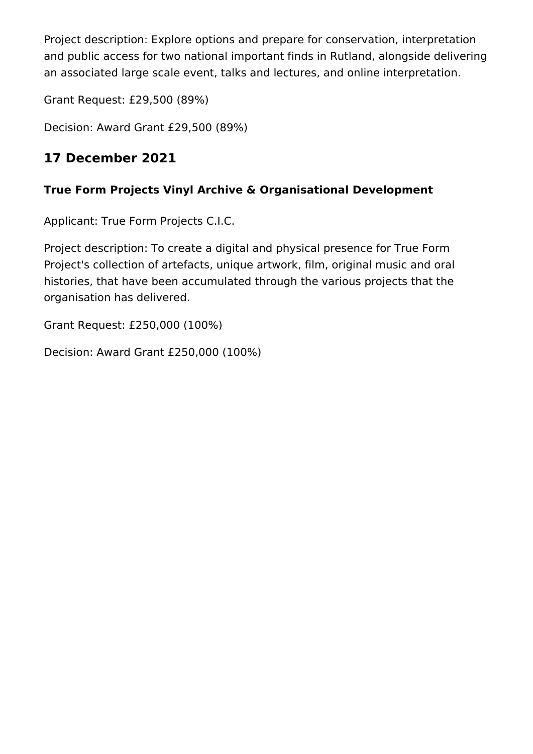Project description: Explore options and prepare for conservation, interpretation and public access for two national important finds in Rutland, alongside delivering an associated large scale event, talks and lectures, and online interpretation.

Grant Request: £29,500 (89%)

Decision: Award Grant £29,500 (89%)

## 17 December 2021

### True Form Projects Vinyl Archive & Organisational Development

Applicant: True Form Projects C.I.C.

Project description: To create a digital and physical presence for True Form Project's collection of artefacts, unique artwork, film, original music and oral histories, that have been accumulated through the various projects that the organisation has delivered.

Grant Request: £250,000 (100%)

Decision: Award Grant £250,000 (100%)